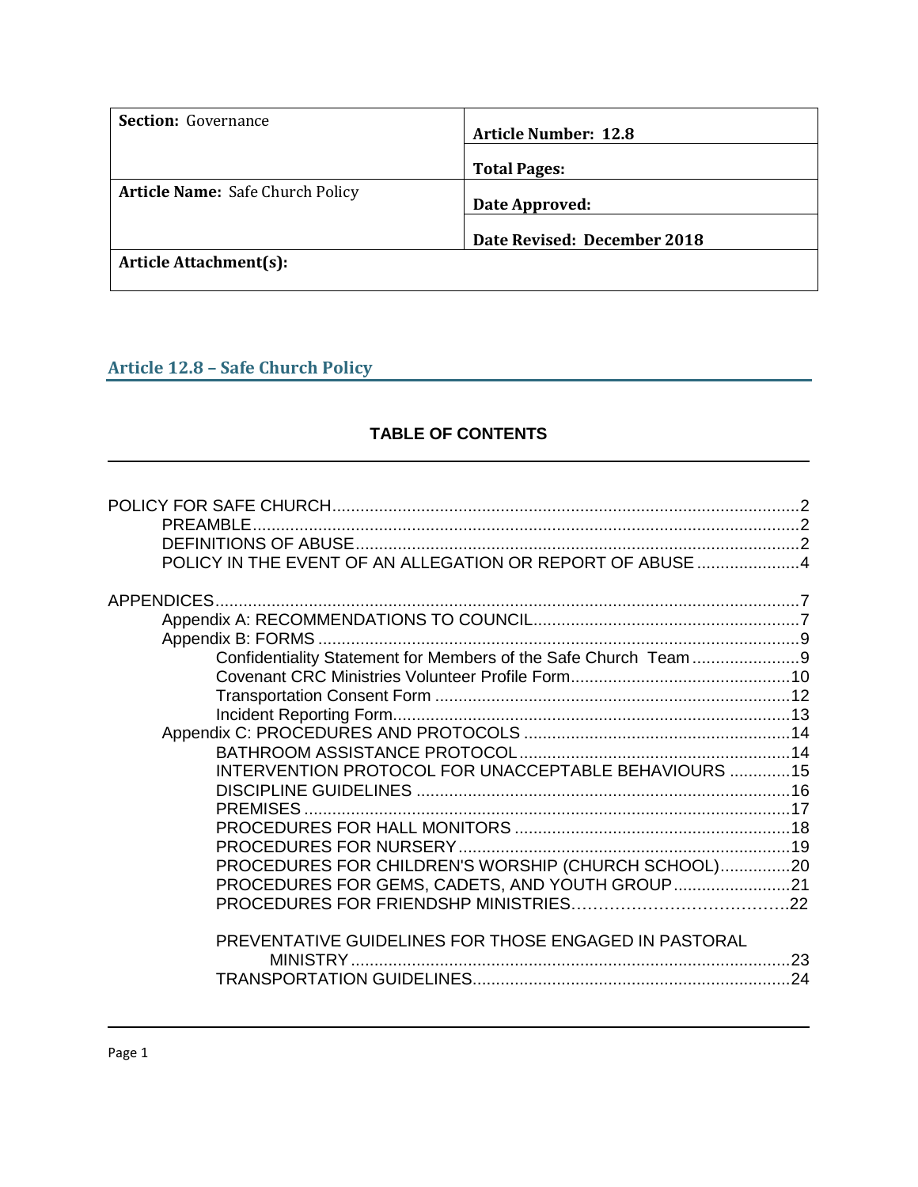| **Section:** Governance | **Article Number: 12.8** |
| --- | --- |
| | **Total Pages:** |
| **Article Name:** Safe Church Policy | **Date Approved:** |
| | **Date Revised: December 2018** |
| **Article Attachment(s):** | |

## Article 12.8 – Safe Church Policy

### TABLE OF CONTENTS

- POLICY FOR SAFE CHURCH....................................2
  - PREAMBLE....................................2
  - DEFINITIONS OF ABUSE....................................2
  - POLICY IN THE EVENT OF AN ALLEGATION OR REPORT OF ABUSE....................................4
- APPENDICES....................................7
  - Appendix A: RECOMMENDATIONS TO COUNCIL....................................7
  - Appendix B: FORMS....................................9
    - Confidentiality Statement for Members of the Safe Church Team....................................9
    - Covenant CRC Ministries Volunteer Profile Form....................................10
    - Transportation Consent Form....................................12
    - Incident Reporting Form....................................13
  - Appendix C: PROCEDURES AND PROTOCOLS....................................14
    - BATHROOM ASSISTANCE PROTOCOL....................................14
    - INTERVENTION PROTOCOL FOR UNACCEPTABLE BEHAVIOURS....................................15
    - DISCIPLINE GUIDELINES....................................16
    - PREMISES....................................17
    - PROCEDURES FOR HALL MONITORS....................................18
    - PROCEDURES FOR NURSERY....................................19
    - PROCEDURES FOR CHILDREN'S WORSHIP (CHURCH SCHOOL)....................................20
    - PROCEDURES FOR GEMS, CADETS, AND YOUTH GROUP....................................21
    - PROCEDURES FOR FRIENDSHP MINISTRIES....................................22
    - PREVENTATIVE GUIDELINES FOR THOSE ENGAGED IN PASTORAL MINISTRY....................................23
    - TRANSPORTATION GUIDELINES....................................24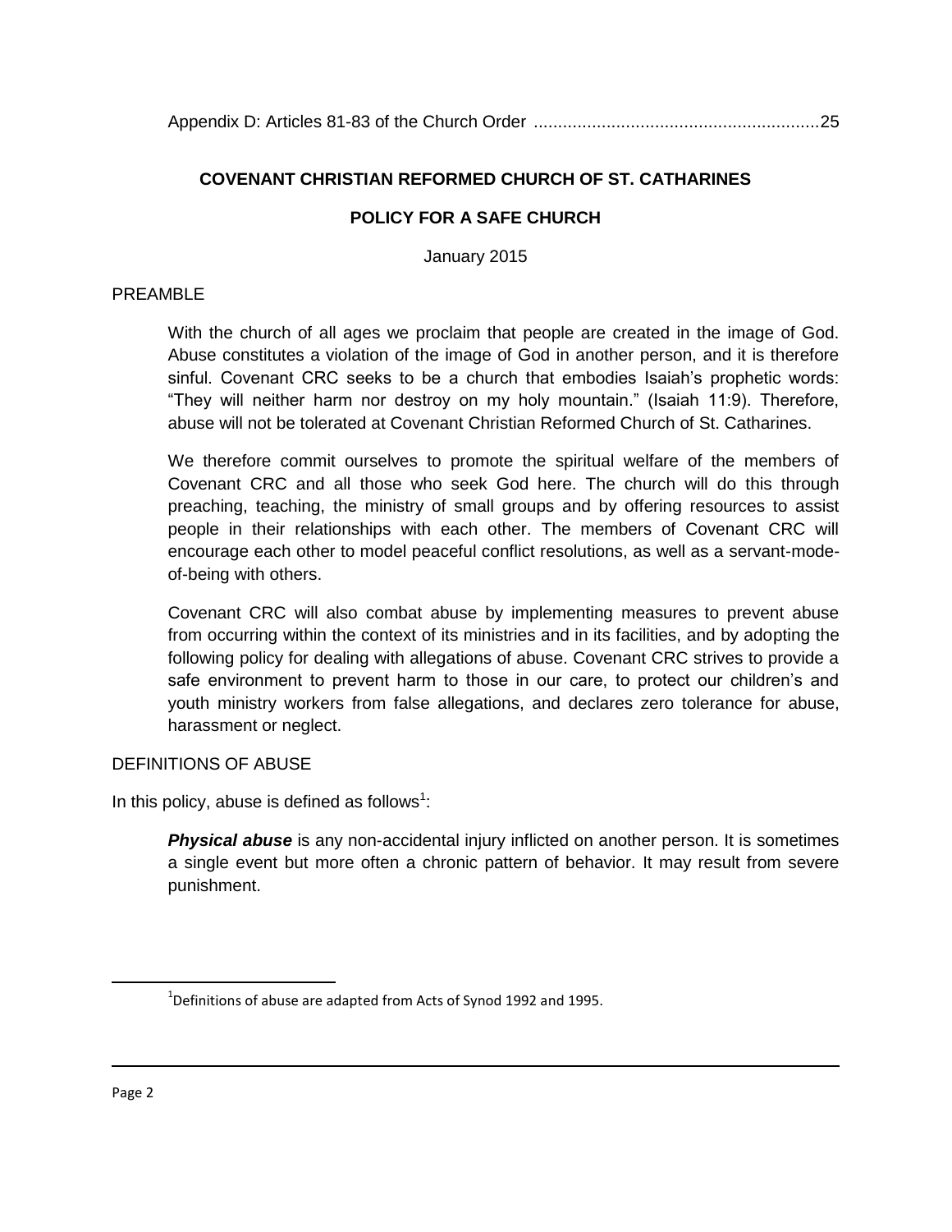Appendix D: Articles 81-83 of the Church Order ..........................................................25

## COVENANT CHRISTIAN REFORMED CHURCH OF ST. CATHARINES

## POLICY FOR A SAFE CHURCH

January 2015

### PREAMBLE

With the church of all ages we proclaim that people are created in the image of God. Abuse constitutes a violation of the image of God in another person, and it is therefore sinful. Covenant CRC seeks to be a church that embodies Isaiah's prophetic words: "They will neither harm nor destroy on my holy mountain." (Isaiah 11:9). Therefore, abuse will not be tolerated at Covenant Christian Reformed Church of St. Catharines.

We therefore commit ourselves to promote the spiritual welfare of the members of Covenant CRC and all those who seek God here. The church will do this through preaching, teaching, the ministry of small groups and by offering resources to assist people in their relationships with each other. The members of Covenant CRC will encourage each other to model peaceful conflict resolutions, as well as a servant-mode-of-being with others.

Covenant CRC will also combat abuse by implementing measures to prevent abuse from occurring within the context of its ministries and in its facilities, and by adopting the following policy for dealing with allegations of abuse. Covenant CRC strives to provide a safe environment to prevent harm to those in our care, to protect our children's and youth ministry workers from false allegations, and declares zero tolerance for abuse, harassment or neglect.

### DEFINITIONS OF ABUSE

In this policy, abuse is defined as follows[1]:

***Physical abuse*** is any non-accidental injury inflicted on another person. It is sometimes a single event but more often a chronic pattern of behavior. It may result from severe punishment.

[1] Definitions of abuse are adapted from Acts of Synod 1992 and 1995.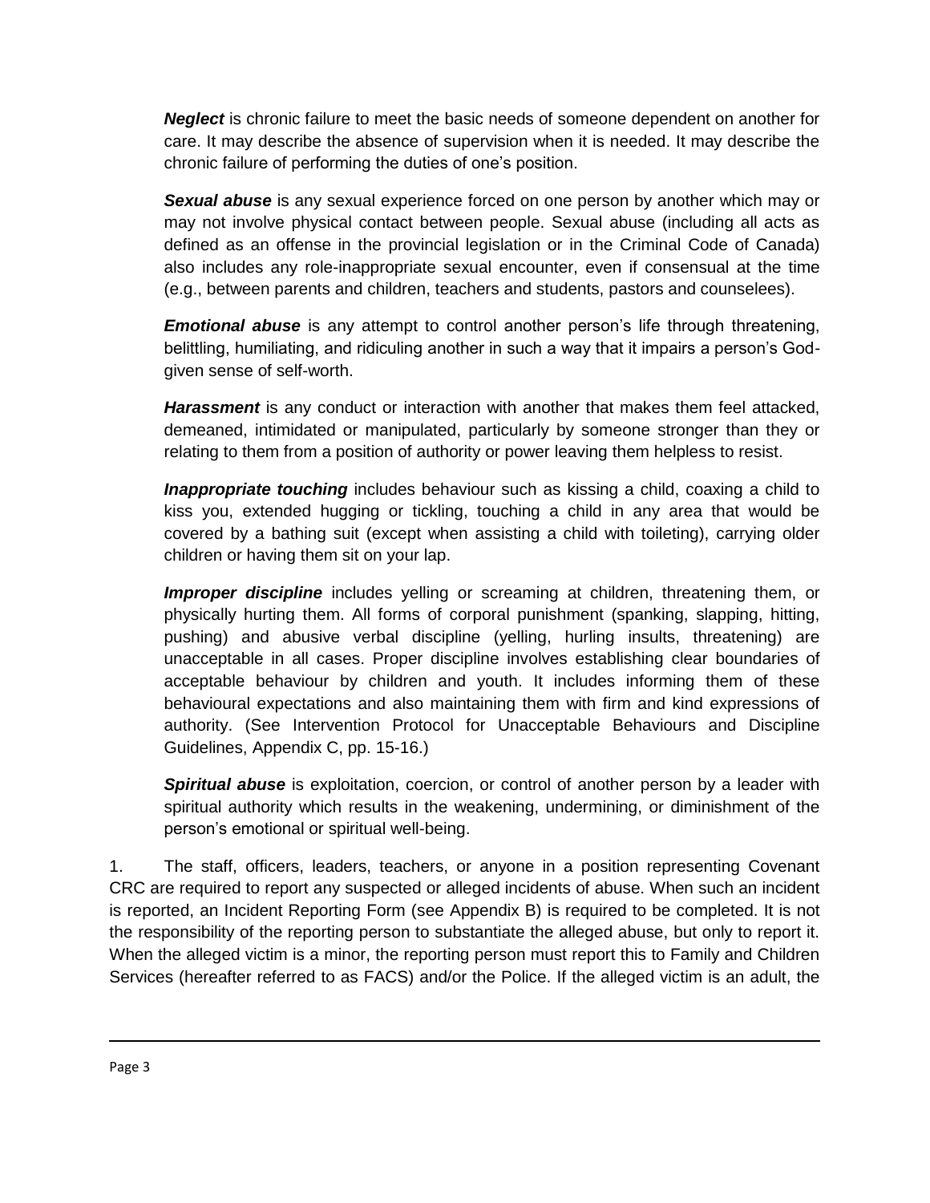***Neglect*** is chronic failure to meet the basic needs of someone dependent on another for care. It may describe the absence of supervision when it is needed. It may describe the chronic failure of performing the duties of one's position.

***Sexual abuse*** is any sexual experience forced on one person by another which may or may not involve physical contact between people. Sexual abuse (including all acts as defined as an offense in the provincial legislation or in the Criminal Code of Canada) also includes any role-inappropriate sexual encounter, even if consensual at the time (e.g., between parents and children, teachers and students, pastors and counselees).

***Emotional abuse*** is any attempt to control another person's life through threatening, belittling, humiliating, and ridiculing another in such a way that it impairs a person's God-given sense of self-worth.

***Harassment*** is any conduct or interaction with another that makes them feel attacked, demeaned, intimidated or manipulated, particularly by someone stronger than they or relating to them from a position of authority or power leaving them helpless to resist.

***Inappropriate touching*** includes behaviour such as kissing a child, coaxing a child to kiss you, extended hugging or tickling, touching a child in any area that would be covered by a bathing suit (except when assisting a child with toileting), carrying older children or having them sit on your lap.

***Improper discipline*** includes yelling or screaming at children, threatening them, or physically hurting them. All forms of corporal punishment (spanking, slapping, hitting, pushing) and abusive verbal discipline (yelling, hurling insults, threatening) are unacceptable in all cases. Proper discipline involves establishing clear boundaries of acceptable behaviour by children and youth. It includes informing them of these behavioural expectations and also maintaining them with firm and kind expressions of authority. (See Intervention Protocol for Unacceptable Behaviours and Discipline Guidelines, Appendix C, pp. 15-16.)

***Spiritual abuse*** is exploitation, coercion, or control of another person by a leader with spiritual authority which results in the weakening, undermining, or diminishment of the person's emotional or spiritual well-being.

1. The staff, officers, leaders, teachers, or anyone in a position representing Covenant CRC are required to report any suspected or alleged incidents of abuse. When such an incident is reported, an Incident Reporting Form (see Appendix B) is required to be completed. It is not the responsibility of the reporting person to substantiate the alleged abuse, but only to report it. When the alleged victim is a minor, the reporting person must report this to Family and Children Services (hereafter referred to as FACS) and/or the Police. If the alleged victim is an adult, the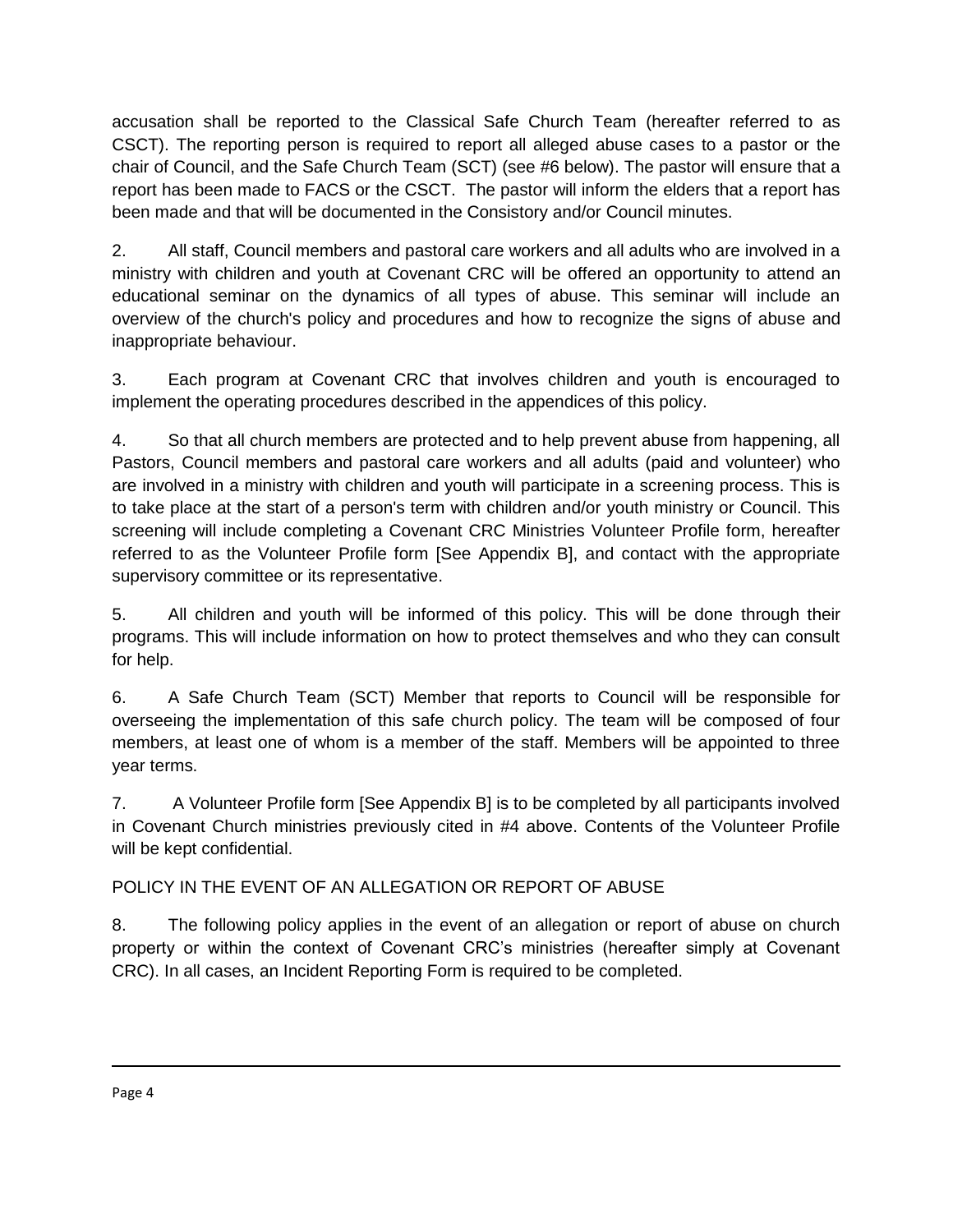accusation shall be reported to the Classical Safe Church Team (hereafter referred to as CSCT). The reporting person is required to report all alleged abuse cases to a pastor or the chair of Council, and the Safe Church Team (SCT) (see #6 below). The pastor will ensure that a report has been made to FACS or the CSCT. The pastor will inform the elders that a report has been made and that will be documented in the Consistory and/or Council minutes.

2. All staff, Council members and pastoral care workers and all adults who are involved in a ministry with children and youth at Covenant CRC will be offered an opportunity to attend an educational seminar on the dynamics of all types of abuse. This seminar will include an overview of the church's policy and procedures and how to recognize the signs of abuse and inappropriate behaviour.

3. Each program at Covenant CRC that involves children and youth is encouraged to implement the operating procedures described in the appendices of this policy.

4. So that all church members are protected and to help prevent abuse from happening, all Pastors, Council members and pastoral care workers and all adults (paid and volunteer) who are involved in a ministry with children and youth will participate in a screening process. This is to take place at the start of a person's term with children and/or youth ministry or Council. This screening will include completing a Covenant CRC Ministries Volunteer Profile form, hereafter referred to as the Volunteer Profile form [See Appendix B], and contact with the appropriate supervisory committee or its representative.

5. All children and youth will be informed of this policy. This will be done through their programs. This will include information on how to protect themselves and who they can consult for help.

6. A Safe Church Team (SCT) Member that reports to Council will be responsible for overseeing the implementation of this safe church policy. The team will be composed of four members, at least one of whom is a member of the staff. Members will be appointed to three year terms.

7. A Volunteer Profile form [See Appendix B] is to be completed by all participants involved in Covenant Church ministries previously cited in #4 above. Contents of the Volunteer Profile will be kept confidential.

POLICY IN THE EVENT OF AN ALLEGATION OR REPORT OF ABUSE

8. The following policy applies in the event of an allegation or report of abuse on church property or within the context of Covenant CRC's ministries (hereafter simply at Covenant CRC). In all cases, an Incident Reporting Form is required to be completed.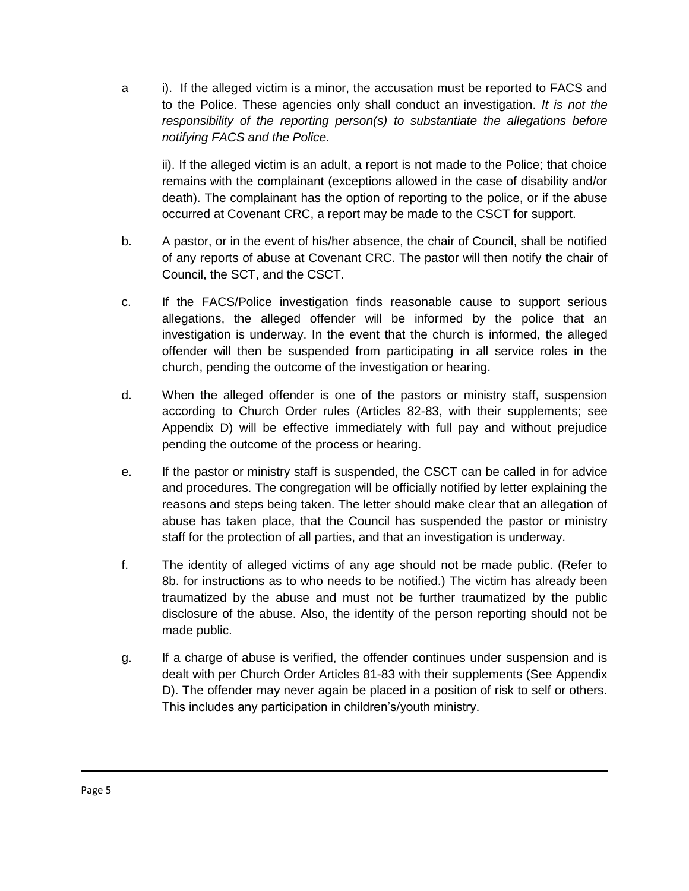a i). If the alleged victim is a minor, the accusation must be reported to FACS and to the Police. These agencies only shall conduct an investigation. *It is not the responsibility of the reporting person(s) to substantiate the allegations before notifying FACS and the Police.*

ii). If the alleged victim is an adult, a report is not made to the Police; that choice remains with the complainant (exceptions allowed in the case of disability and/or death). The complainant has the option of reporting to the police, or if the abuse occurred at Covenant CRC, a report may be made to the CSCT for support.

b. A pastor, or in the event of his/her absence, the chair of Council, shall be notified of any reports of abuse at Covenant CRC. The pastor will then notify the chair of Council, the SCT, and the CSCT.

c. If the FACS/Police investigation finds reasonable cause to support serious allegations, the alleged offender will be informed by the police that an investigation is underway. In the event that the church is informed, the alleged offender will then be suspended from participating in all service roles in the church, pending the outcome of the investigation or hearing.

d. When the alleged offender is one of the pastors or ministry staff, suspension according to Church Order rules (Articles 82-83, with their supplements; see Appendix D) will be effective immediately with full pay and without prejudice pending the outcome of the process or hearing.

e. If the pastor or ministry staff is suspended, the CSCT can be called in for advice and procedures. The congregation will be officially notified by letter explaining the reasons and steps being taken. The letter should make clear that an allegation of abuse has taken place, that the Council has suspended the pastor or ministry staff for the protection of all parties, and that an investigation is underway.

f. The identity of alleged victims of any age should not be made public. (Refer to 8b. for instructions as to who needs to be notified.) The victim has already been traumatized by the abuse and must not be further traumatized by the public disclosure of the abuse. Also, the identity of the person reporting should not be made public.

g. If a charge of abuse is verified, the offender continues under suspension and is dealt with per Church Order Articles 81-83 with their supplements (See Appendix D). The offender may never again be placed in a position of risk to self or others. This includes any participation in children's/youth ministry.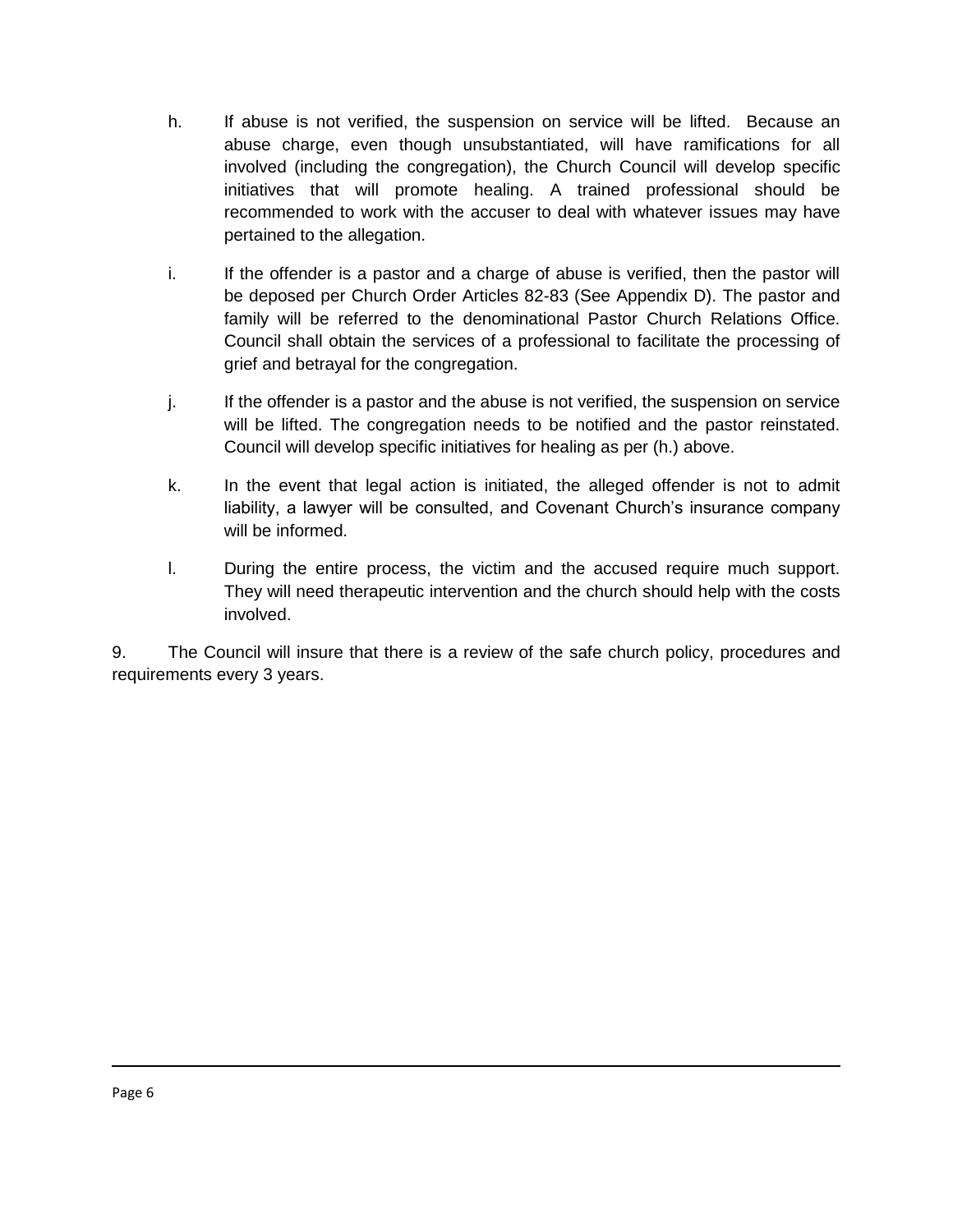h. If abuse is not verified, the suspension on service will be lifted. Because an abuse charge, even though unsubstantiated, will have ramifications for all involved (including the congregation), the Church Council will develop specific initiatives that will promote healing. A trained professional should be recommended to work with the accuser to deal with whatever issues may have pertained to the allegation.

i. If the offender is a pastor and a charge of abuse is verified, then the pastor will be deposed per Church Order Articles 82-83 (See Appendix D). The pastor and family will be referred to the denominational Pastor Church Relations Office. Council shall obtain the services of a professional to facilitate the processing of grief and betrayal for the congregation.

j. If the offender is a pastor and the abuse is not verified, the suspension on service will be lifted. The congregation needs to be notified and the pastor reinstated. Council will develop specific initiatives for healing as per (h.) above.

k. In the event that legal action is initiated, the alleged offender is not to admit liability, a lawyer will be consulted, and Covenant Church's insurance company will be informed.

l. During the entire process, the victim and the accused require much support. They will need therapeutic intervention and the church should help with the costs involved.

9. The Council will insure that there is a review of the safe church policy, procedures and requirements every 3 years.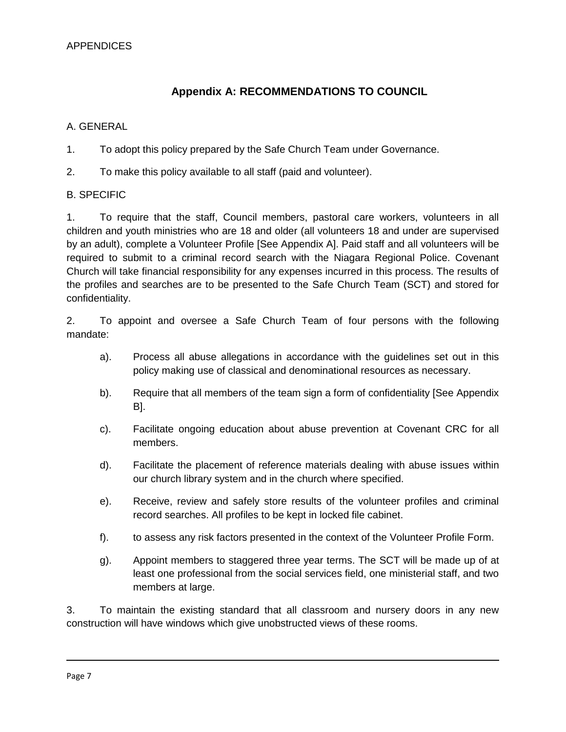APPENDICES

## Appendix A: RECOMMENDATIONS TO COUNCIL

A. GENERAL

1. To adopt this policy prepared by the Safe Church Team under Governance.

2. To make this policy available to all staff (paid and volunteer).

B. SPECIFIC

1. To require that the staff, Council members, pastoral care workers, volunteers in all children and youth ministries who are 18 and older (all volunteers 18 and under are supervised by an adult), complete a Volunteer Profile [See Appendix A]. Paid staff and all volunteers will be required to submit to a criminal record search with the Niagara Regional Police. Covenant Church will take financial responsibility for any expenses incurred in this process. The results of the profiles and searches are to be presented to the Safe Church Team (SCT) and stored for confidentiality.

2. To appoint and oversee a Safe Church Team of four persons with the following mandate:

   a). Process all abuse allegations in accordance with the guidelines set out in this policy making use of classical and denominational resources as necessary.

   b). Require that all members of the team sign a form of confidentiality [See Appendix B].

   c). Facilitate ongoing education about abuse prevention at Covenant CRC for all members.

   d). Facilitate the placement of reference materials dealing with abuse issues within our church library system and in the church where specified.

   e). Receive, review and safely store results of the volunteer profiles and criminal record searches. All profiles to be kept in locked file cabinet.

   f). to assess any risk factors presented in the context of the Volunteer Profile Form.

   g). Appoint members to staggered three year terms. The SCT will be made up of at least one professional from the social services field, one ministerial staff, and two members at large.

3. To maintain the existing standard that all classroom and nursery doors in any new construction will have windows which give unobstructed views of these rooms.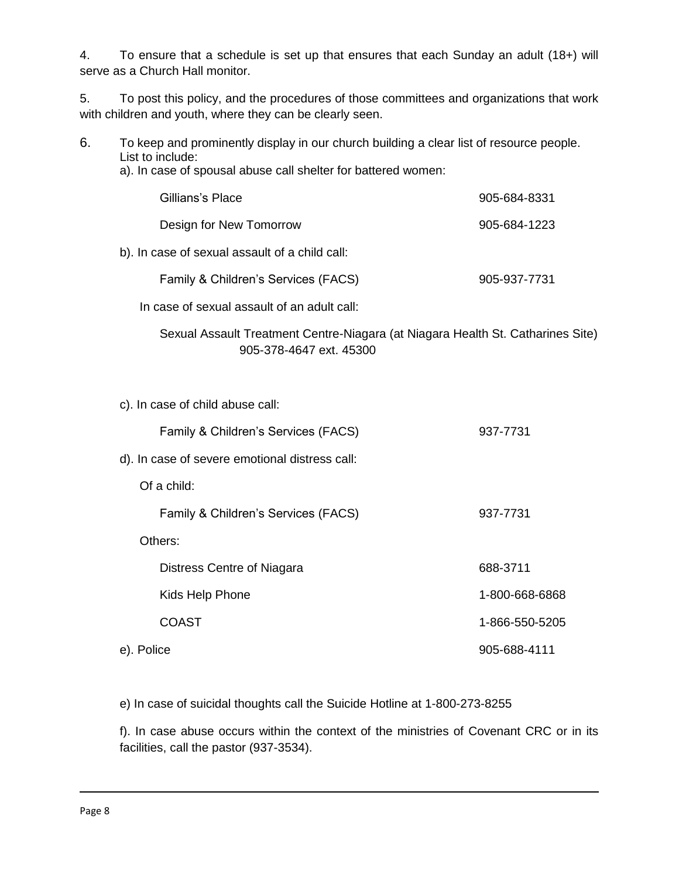4. To ensure that a schedule is set up that ensures that each Sunday an adult (18+) will serve as a Church Hall monitor.

5. To post this policy, and the procedures of those committees and organizations that work with children and youth, where they can be clearly seen.

6. To keep and prominently display in our church building a clear list of resource people. List to include:

   a). In case of spousal abuse call shelter for battered women:

   | | |
   |---|---|
   | Gillians's Place | 905-684-8331 |
   | Design for New Tomorrow | 905-684-1223 |

   b). In case of sexual assault of a child call:

   | | |
   |---|---|
   | Family & Children's Services (FACS) | 905-937-7731 |

   In case of sexual assault of an adult call:

   Sexual Assault Treatment Centre-Niagara (at Niagara Health St. Catharines Site) 905-378-4647 ext. 45300

   c). In case of child abuse call:

   | | |
   |---|---|
   | Family & Children's Services (FACS) | 937-7731 |

   d). In case of severe emotional distress call:

   Of a child:

   | | |
   |---|---|
   | Family & Children's Services (FACS) | 937-7731 |

   Others:

   | | |
   |---|---|
   | Distress Centre of Niagara | 688-3711 |
   | Kids Help Phone | 1-800-668-6868 |
   | COAST | 1-866-550-5205 |

   e). Police 905-688-4111

   e) In case of suicidal thoughts call the Suicide Hotline at 1-800-273-8255

   f). In case abuse occurs within the context of the ministries of Covenant CRC or in its facilities, call the pastor (937-3534).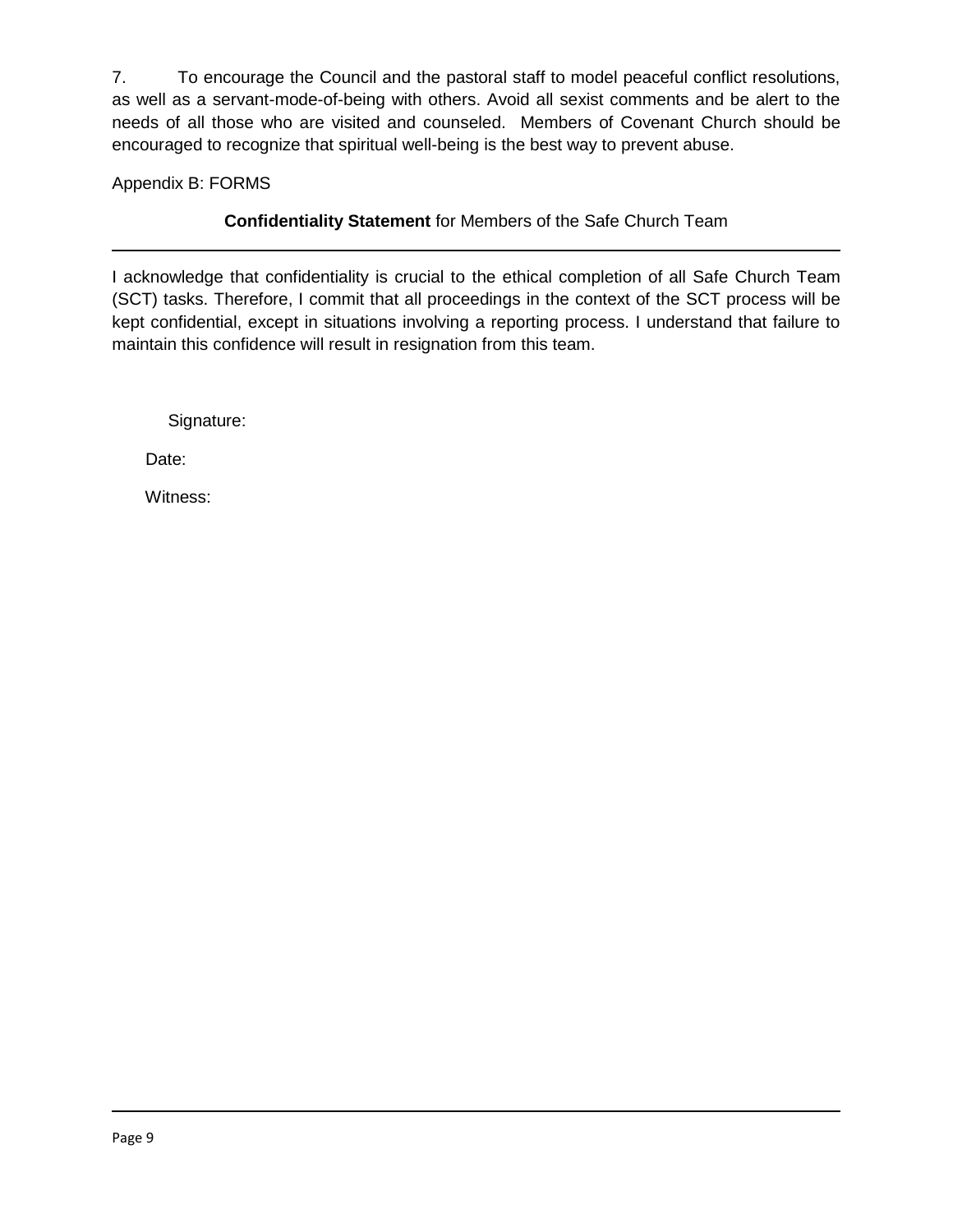7. To encourage the Council and the pastoral staff to model peaceful conflict resolutions, as well as a servant-mode-of-being with others. Avoid all sexist comments and be alert to the needs of all those who are visited and counseled. Members of Covenant Church should be encouraged to recognize that spiritual well-being is the best way to prevent abuse.

Appendix B: FORMS

**Confidentiality Statement** for Members of the Safe Church Team

---

I acknowledge that confidentiality is crucial to the ethical completion of all Safe Church Team (SCT) tasks. Therefore, I commit that all proceedings in the context of the SCT process will be kept confidential, except in situations involving a reporting process. I understand that failure to maintain this confidence will result in resignation from this team.

Signature:

Date:

Witness: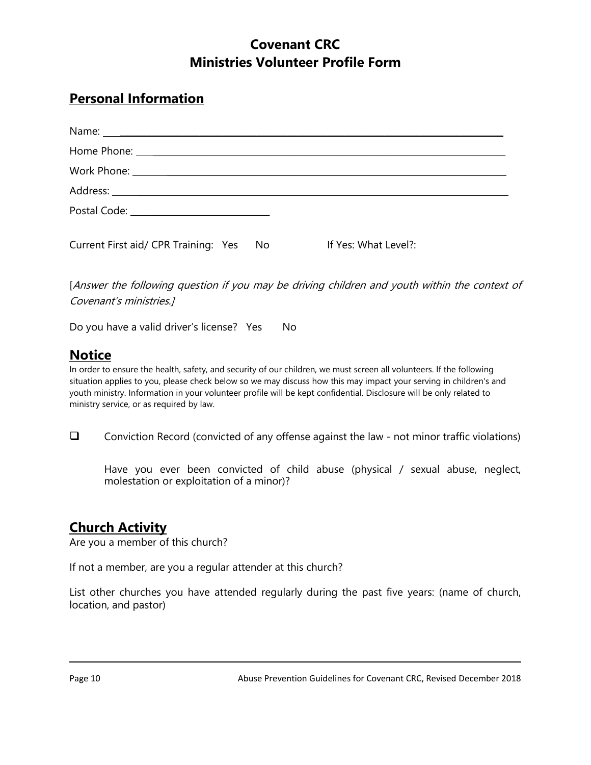# Covenant CRC
# Ministries Volunteer Profile Form

## Personal Information

Name: ______________________________________________________________

Home Phone: __________________________________________________________

Work Phone: __________________________________________________________

Address: ______________________________________________________________

Postal Code: ____________________________

Current First aid/ CPR Training: Yes No If Yes: What Level?:

[*Answer the following question if you may be driving children and youth within the context of Covenant's ministries.*]

Do you have a valid driver's license? Yes No

## Notice

In order to ensure the health, safety, and security of our children, we must screen all volunteers. If the following situation applies to you, please check below so we may discuss how this may impact your serving in children's and youth ministry. Information in your volunteer profile will be kept confidential. Disclosure will be only related to ministry service, or as required by law.

- [ ] Conviction Record (convicted of any offense against the law - not minor traffic violations)

    Have you ever been convicted of child abuse (physical / sexual abuse, neglect, molestation or exploitation of a minor)?

## Church Activity

Are you a member of this church?

If not a member, are you a regular attender at this church?

List other churches you have attended regularly during the past five years: (name of church, location, and pastor)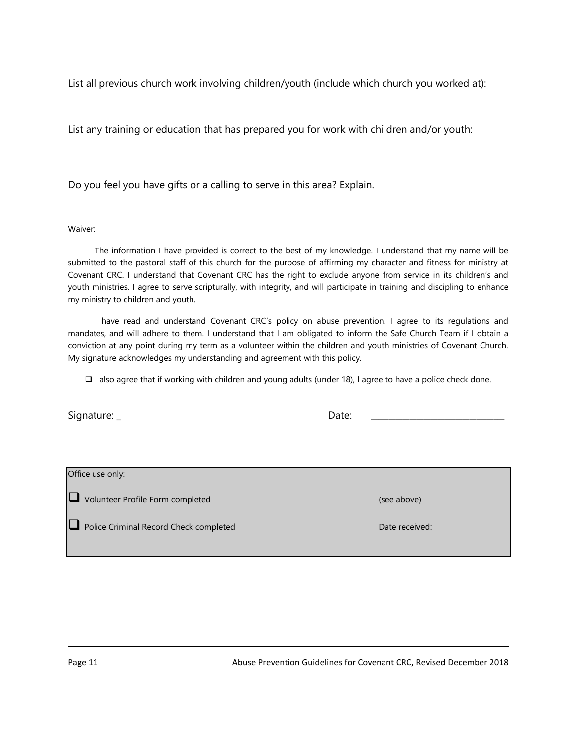List all previous church work involving children/youth (include which church you worked at):

List any training or education that has prepared you for work with children and/or youth:

Do you feel you have gifts or a calling to serve in this area? Explain.

Waiver:

The information I have provided is correct to the best of my knowledge. I understand that my name will be submitted to the pastoral staff of this church for the purpose of affirming my character and fitness for ministry at Covenant CRC. I understand that Covenant CRC has the right to exclude anyone from service in its children's and youth ministries. I agree to serve scripturally, with integrity, and will participate in training and discipling to enhance my ministry to children and youth.

I have read and understand Covenant CRC's policy on abuse prevention. I agree to its regulations and mandates, and will adhere to them. I understand that I am obligated to inform the Safe Church Team if I obtain a conviction at any point during my term as a volunteer within the children and youth ministries of Covenant Church. My signature acknowledges my understanding and agreement with this policy.

❑ I also agree that if working with children and young adults (under 18), I agree to have a police check done.

Signature: ______________________________________________ Date: ______________________________

| Office use only: | |
|---|---|
| ❑ Volunteer Profile Form completed | (see above) |
| ❑ Police Criminal Record Check completed | Date received: |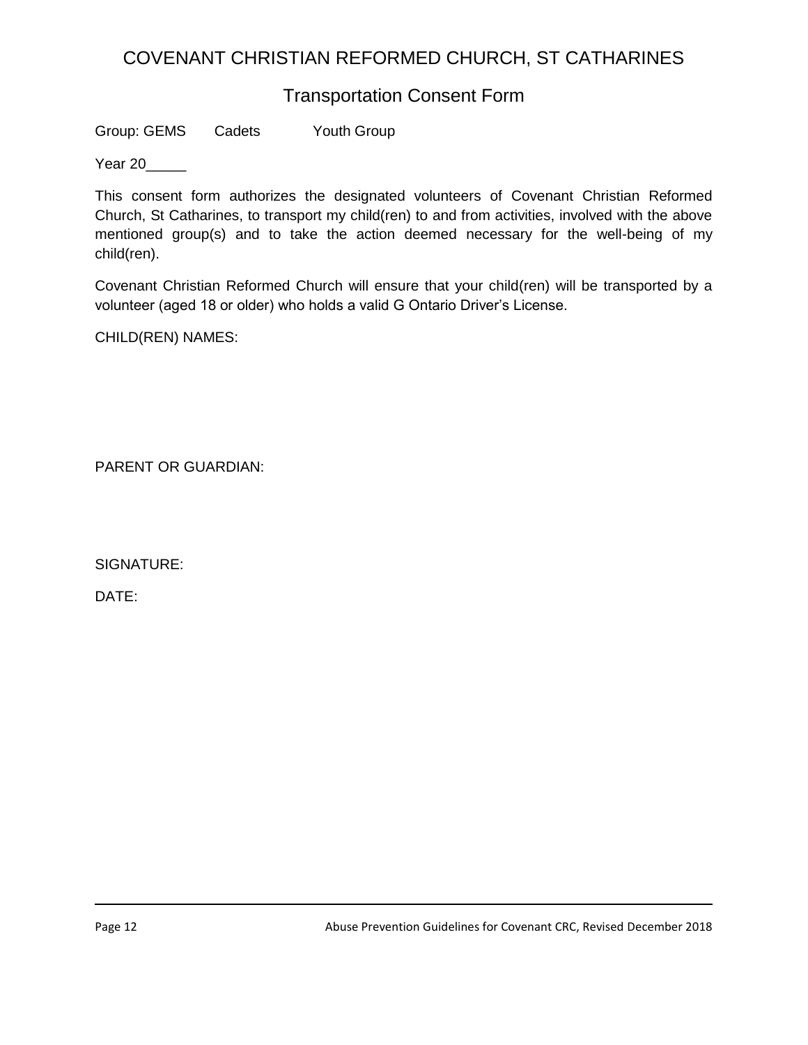# COVENANT CHRISTIAN REFORMED CHURCH, ST CATHARINES

## Transportation Consent Form

Group: GEMS  Cadets  Youth Group

Year 20_____

This consent form authorizes the designated volunteers of Covenant Christian Reformed Church, St Catharines, to transport my child(ren) to and from activities, involved with the above mentioned group(s) and to take the action deemed necessary for the well-being of my child(ren).

Covenant Christian Reformed Church will ensure that your child(ren) will be transported by a volunteer (aged 18 or older) who holds a valid G Ontario Driver's License.

CHILD(REN) NAMES:

PARENT OR GUARDIAN:

SIGNATURE:

DATE: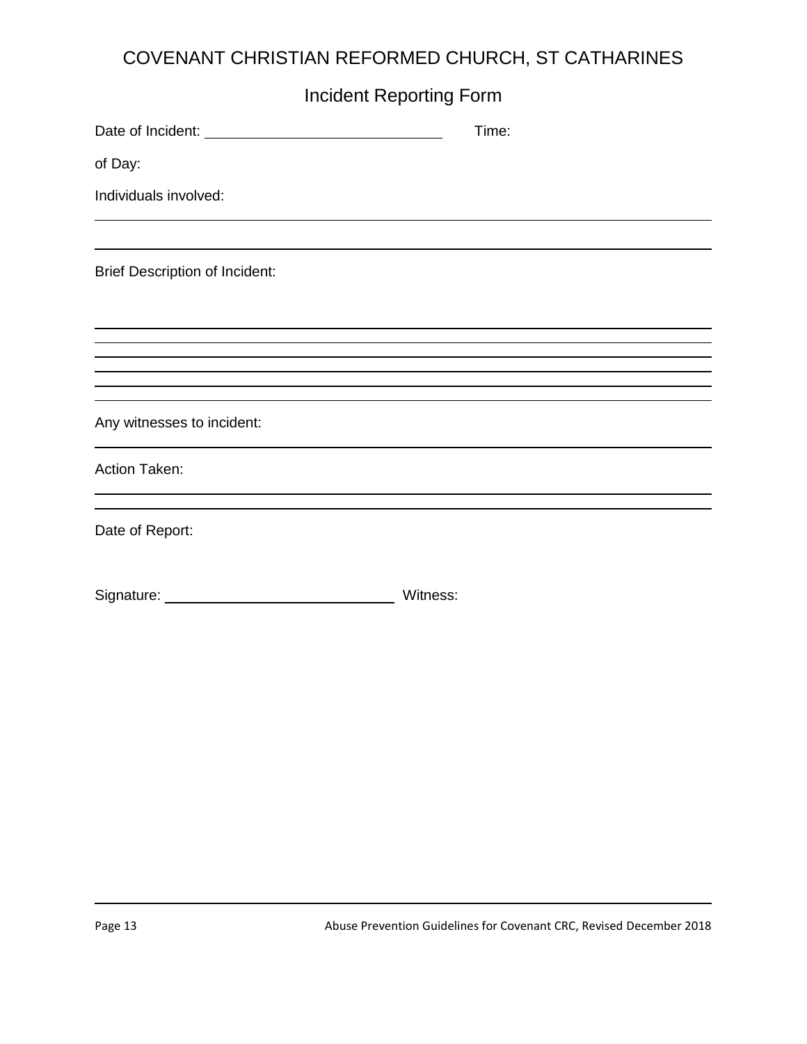# COVENANT CHRISTIAN REFORMED CHURCH, ST CATHARINES

## Incident Reporting Form

Date of Incident: ______________________________ Time:

of Day:

Individuals involved:

______________________________________________________________________

______________________________________________________________________

Brief Description of Incident:

______________________________________________________________________

______________________________________________________________________

______________________________________________________________________

______________________________________________________________________

______________________________________________________________________

______________________________________________________________________

Any witnesses to incident:

______________________________________________________________________

Action Taken:

______________________________________________________________________

______________________________________________________________________

Date of Report:

Signature: ____________________________ Witness: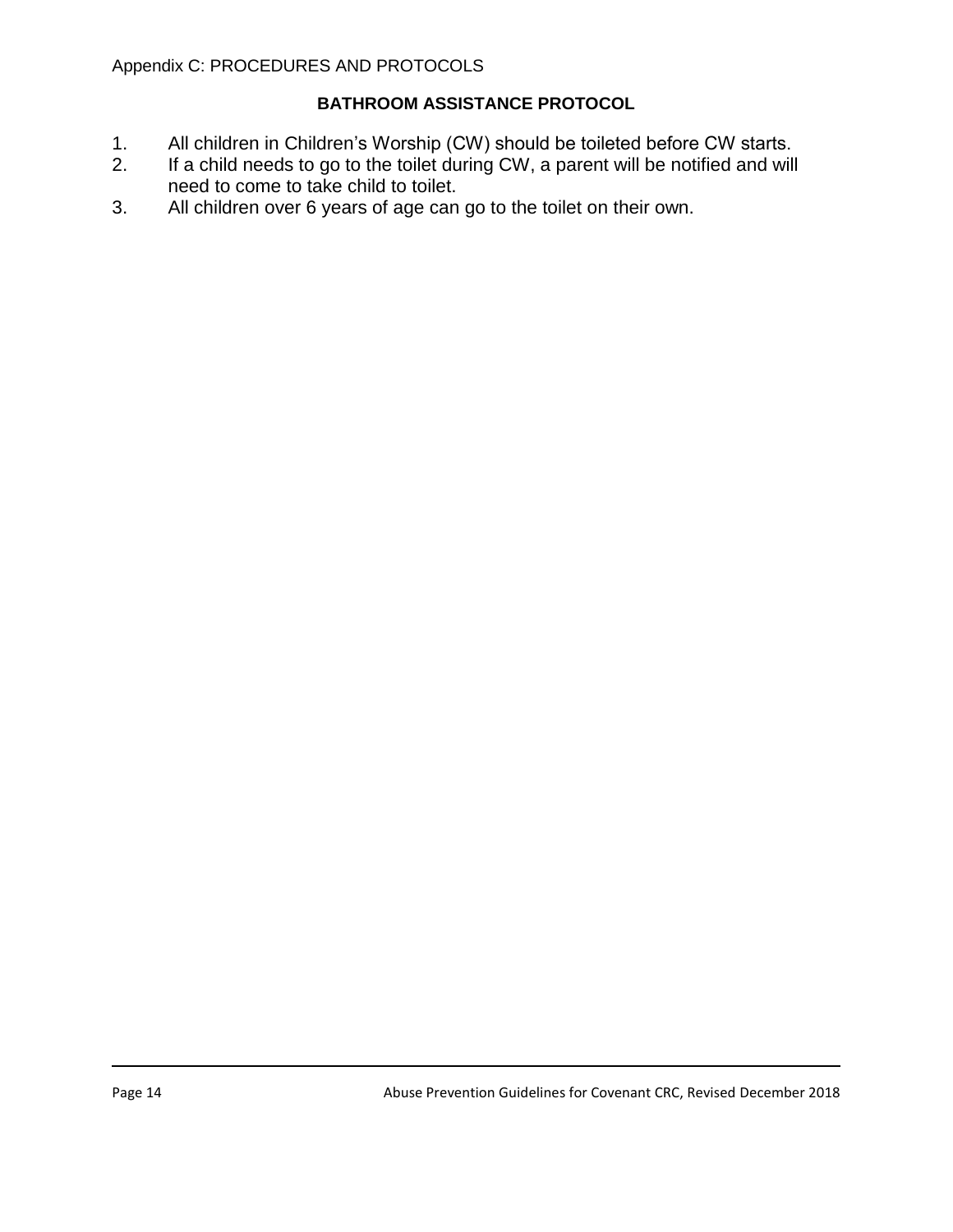Appendix C: PROCEDURES AND PROTOCOLS

## BATHROOM ASSISTANCE PROTOCOL

1. All children in Children's Worship (CW) should be toileted before CW starts.
2. If a child needs to go to the toilet during CW, a parent will be notified and will need to come to take child to toilet.
3. All children over 6 years of age can go to the toilet on their own.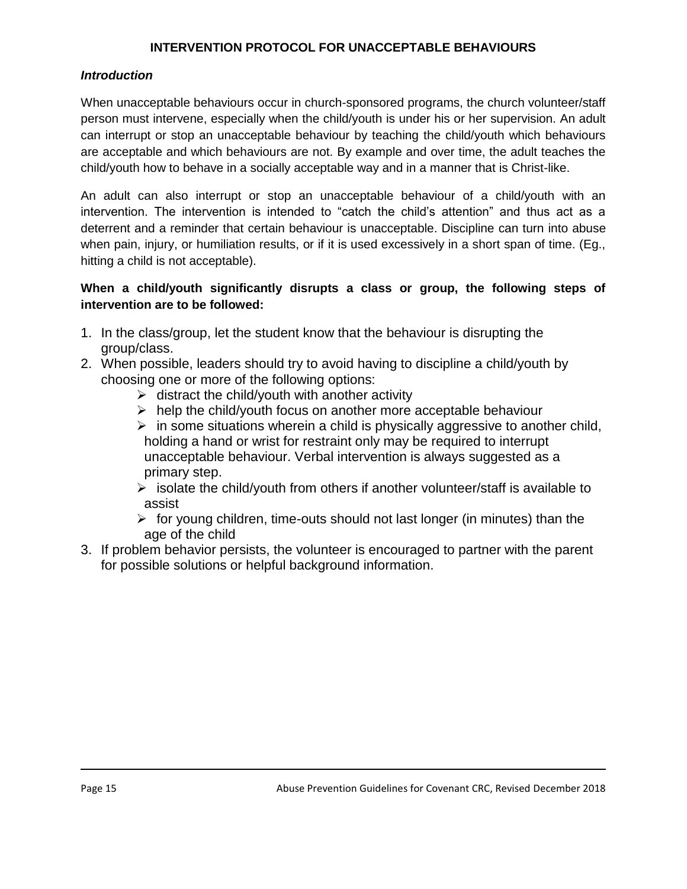# INTERVENTION PROTOCOL FOR UNACCEPTABLE BEHAVIOURS

***Introduction***

When unacceptable behaviours occur in church-sponsored programs, the church volunteer/staff person must intervene, especially when the child/youth is under his or her supervision. An adult can interrupt or stop an unacceptable behaviour by teaching the child/youth which behaviours are acceptable and which behaviours are not. By example and over time, the adult teaches the child/youth how to behave in a socially acceptable way and in a manner that is Christ-like.

An adult can also interrupt or stop an unacceptable behaviour of a child/youth with an intervention. The intervention is intended to "catch the child's attention" and thus act as a deterrent and a reminder that certain behaviour is unacceptable. Discipline can turn into abuse when pain, injury, or humiliation results, or if it is used excessively in a short span of time. (Eg., hitting a child is not acceptable).

**When a child/youth significantly disrupts a class or group, the following steps of intervention are to be followed:**

1. In the class/group, let the student know that the behaviour is disrupting the group/class.
2. When possible, leaders should try to avoid having to discipline a child/youth by choosing one or more of the following options:
   - distract the child/youth with another activity
   - help the child/youth focus on another more acceptable behaviour
   - in some situations wherein a child is physically aggressive to another child, holding a hand or wrist for restraint only may be required to interrupt unacceptable behaviour. Verbal intervention is always suggested as a primary step.
   - isolate the child/youth from others if another volunteer/staff is available to assist
   - for young children, time-outs should not last longer (in minutes) than the age of the child
3. If problem behavior persists, the volunteer is encouraged to partner with the parent for possible solutions or helpful background information.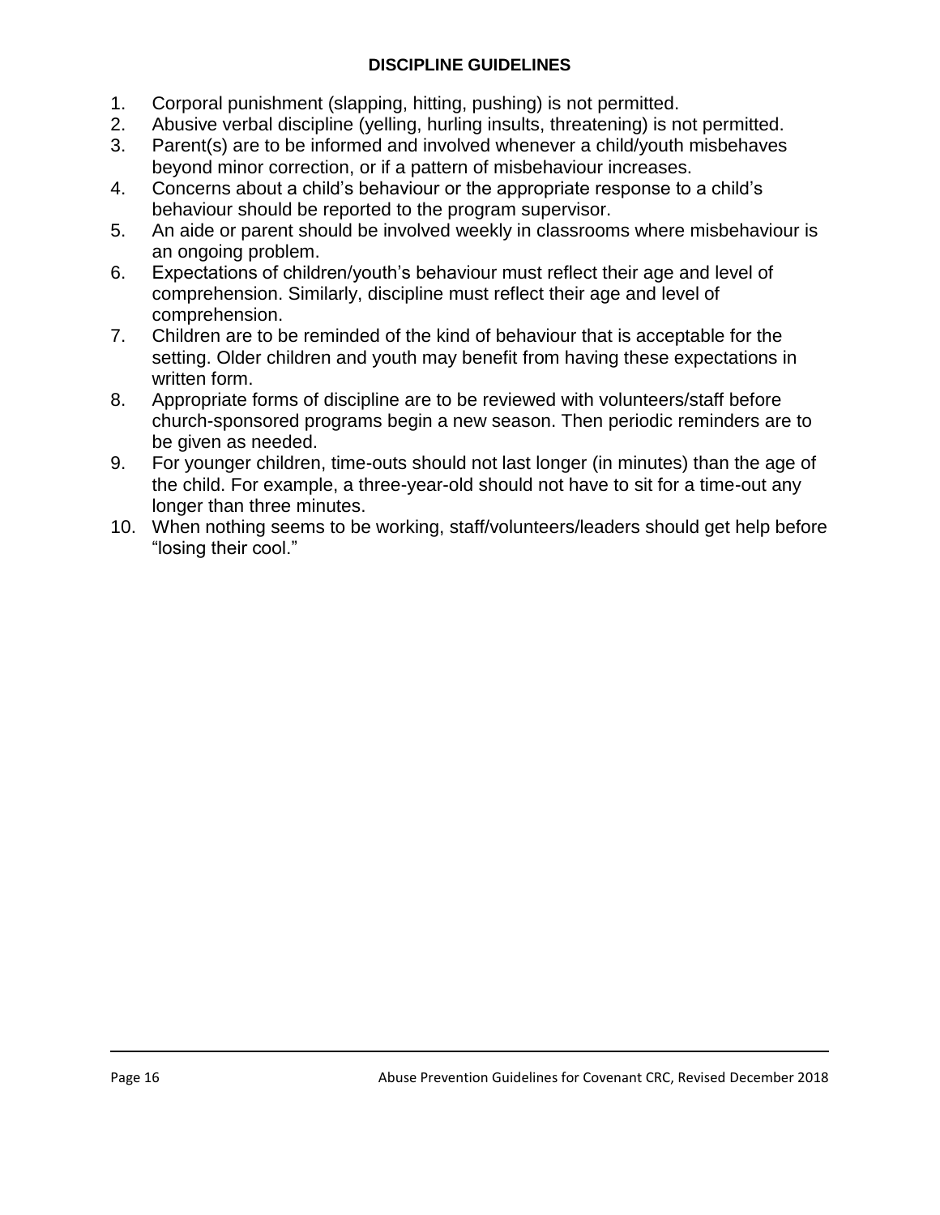## DISCIPLINE GUIDELINES

1. Corporal punishment (slapping, hitting, pushing) is not permitted.
2. Abusive verbal discipline (yelling, hurling insults, threatening) is not permitted.
3. Parent(s) are to be informed and involved whenever a child/youth misbehaves beyond minor correction, or if a pattern of misbehaviour increases.
4. Concerns about a child's behaviour or the appropriate response to a child's behaviour should be reported to the program supervisor.
5. An aide or parent should be involved weekly in classrooms where misbehaviour is an ongoing problem.
6. Expectations of children/youth's behaviour must reflect their age and level of comprehension. Similarly, discipline must reflect their age and level of comprehension.
7. Children are to be reminded of the kind of behaviour that is acceptable for the setting. Older children and youth may benefit from having these expectations in written form.
8. Appropriate forms of discipline are to be reviewed with volunteers/staff before church-sponsored programs begin a new season. Then periodic reminders are to be given as needed.
9. For younger children, time-outs should not last longer (in minutes) than the age of the child. For example, a three-year-old should not have to sit for a time-out any longer than three minutes.
10. When nothing seems to be working, staff/volunteers/leaders should get help before "losing their cool."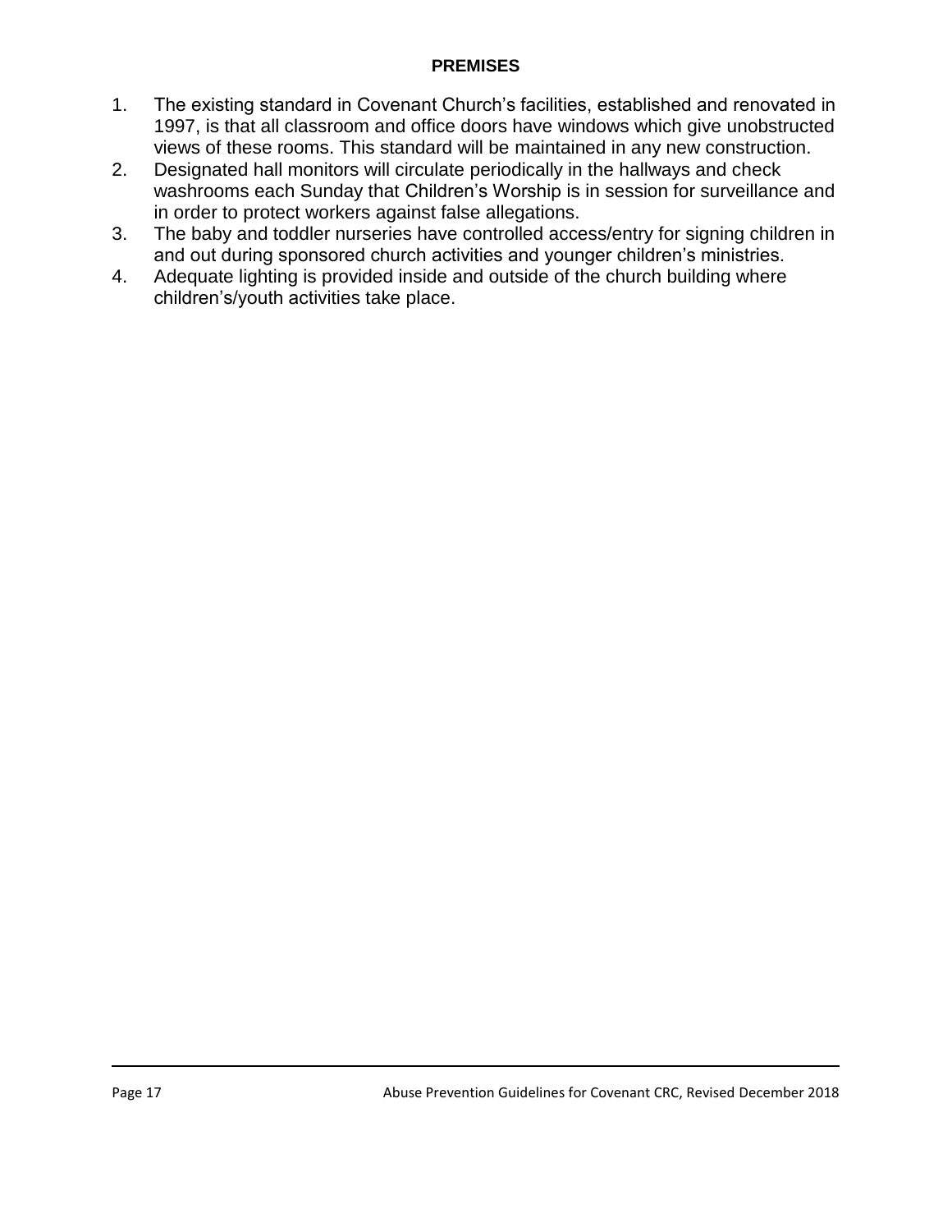## PREMISES

1. The existing standard in Covenant Church's facilities, established and renovated in 1997, is that all classroom and office doors have windows which give unobstructed views of these rooms. This standard will be maintained in any new construction.
2. Designated hall monitors will circulate periodically in the hallways and check washrooms each Sunday that Children's Worship is in session for surveillance and in order to protect workers against false allegations.
3. The baby and toddler nurseries have controlled access/entry for signing children in and out during sponsored church activities and younger children's ministries.
4. Adequate lighting is provided inside and outside of the church building where children's/youth activities take place.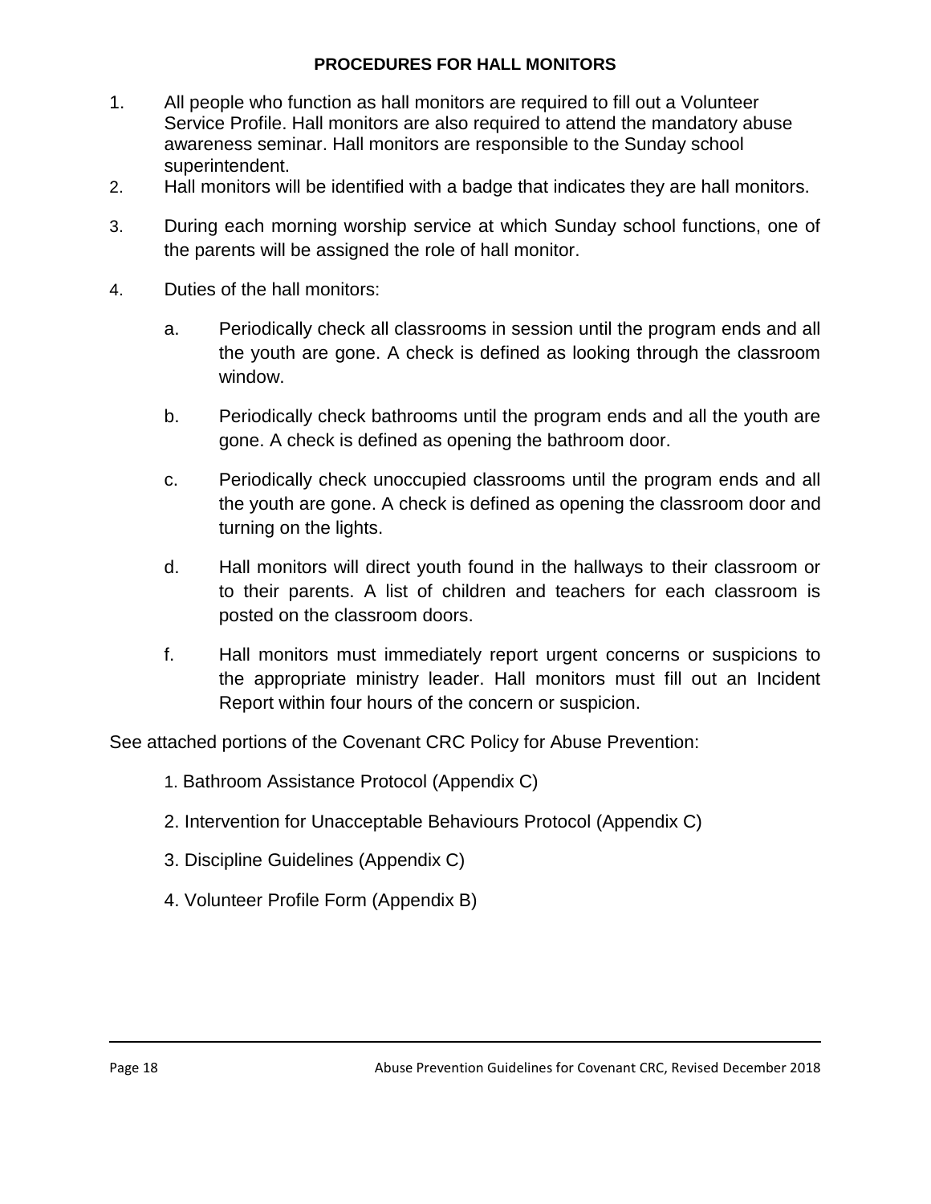### PROCEDURES FOR HALL MONITORS

1. All people who function as hall monitors are required to fill out a Volunteer Service Profile. Hall monitors are also required to attend the mandatory abuse awareness seminar. Hall monitors are responsible to the Sunday school superintendent.
2. Hall monitors will be identified with a badge that indicates they are hall monitors.
3. During each morning worship service at which Sunday school functions, one of the parents will be assigned the role of hall monitor.
4. Duties of the hall monitors:

   a. Periodically check all classrooms in session until the program ends and all the youth are gone. A check is defined as looking through the classroom window.

   b. Periodically check bathrooms until the program ends and all the youth are gone. A check is defined as opening the bathroom door.

   c. Periodically check unoccupied classrooms until the program ends and all the youth are gone. A check is defined as opening the classroom door and turning on the lights.

   d. Hall monitors will direct youth found in the hallways to their classroom or to their parents. A list of children and teachers for each classroom is posted on the classroom doors.

   f. Hall monitors must immediately report urgent concerns or suspicions to the appropriate ministry leader. Hall monitors must fill out an Incident Report within four hours of the concern or suspicion.

See attached portions of the Covenant CRC Policy for Abuse Prevention:

1. Bathroom Assistance Protocol (Appendix C)
2. Intervention for Unacceptable Behaviours Protocol (Appendix C)
3. Discipline Guidelines (Appendix C)
4. Volunteer Profile Form (Appendix B)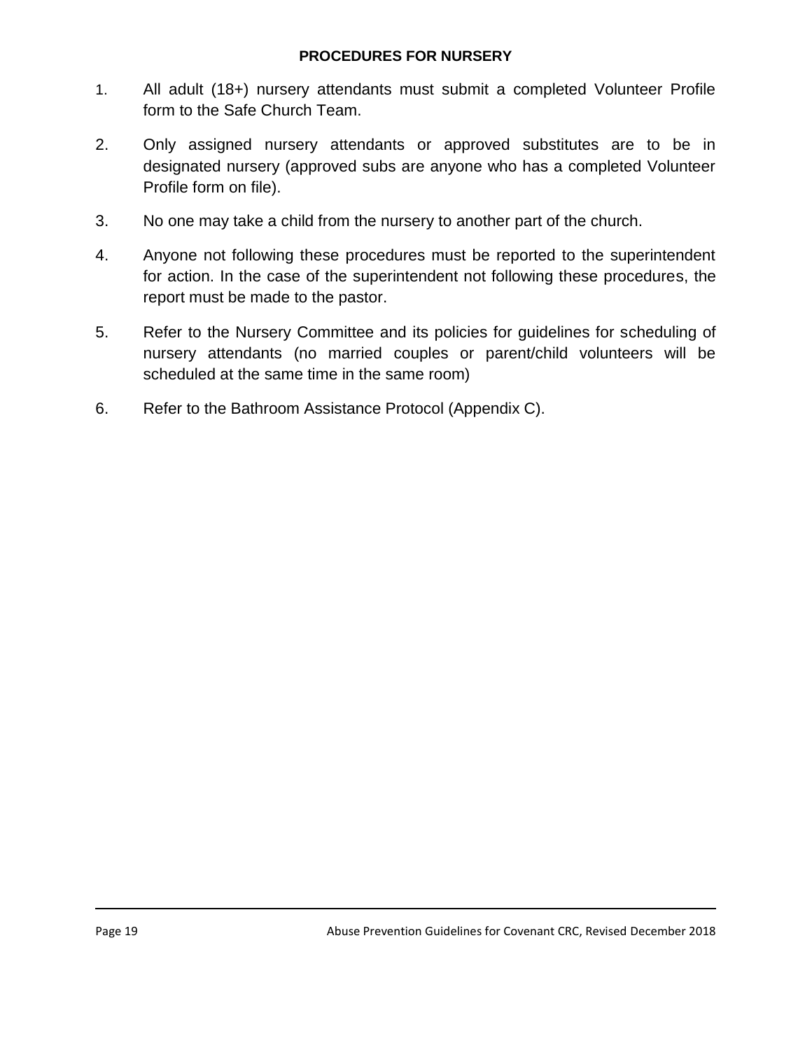## PROCEDURES FOR NURSERY

1. All adult (18+) nursery attendants must submit a completed Volunteer Profile form to the Safe Church Team.
2. Only assigned nursery attendants or approved substitutes are to be in designated nursery (approved subs are anyone who has a completed Volunteer Profile form on file).
3. No one may take a child from the nursery to another part of the church.
4. Anyone not following these procedures must be reported to the superintendent for action. In the case of the superintendent not following these procedures, the report must be made to the pastor.
5. Refer to the Nursery Committee and its policies for guidelines for scheduling of nursery attendants (no married couples or parent/child volunteers will be scheduled at the same time in the same room)
6. Refer to the Bathroom Assistance Protocol (Appendix C).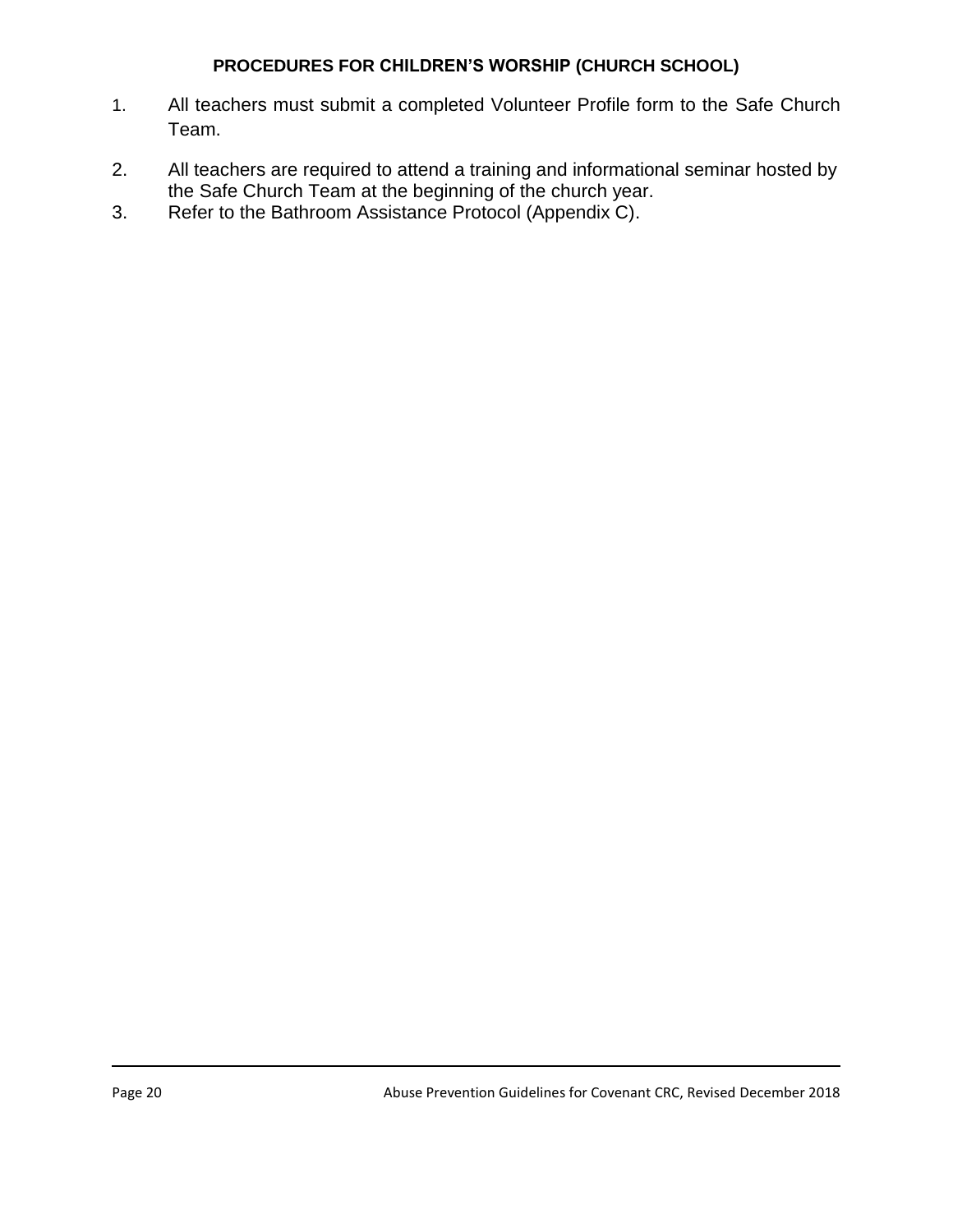## PROCEDURES FOR CHILDREN'S WORSHIP (CHURCH SCHOOL)

1. All teachers must submit a completed Volunteer Profile form to the Safe Church Team.
2. All teachers are required to attend a training and informational seminar hosted by the Safe Church Team at the beginning of the church year.
3. Refer to the Bathroom Assistance Protocol (Appendix C).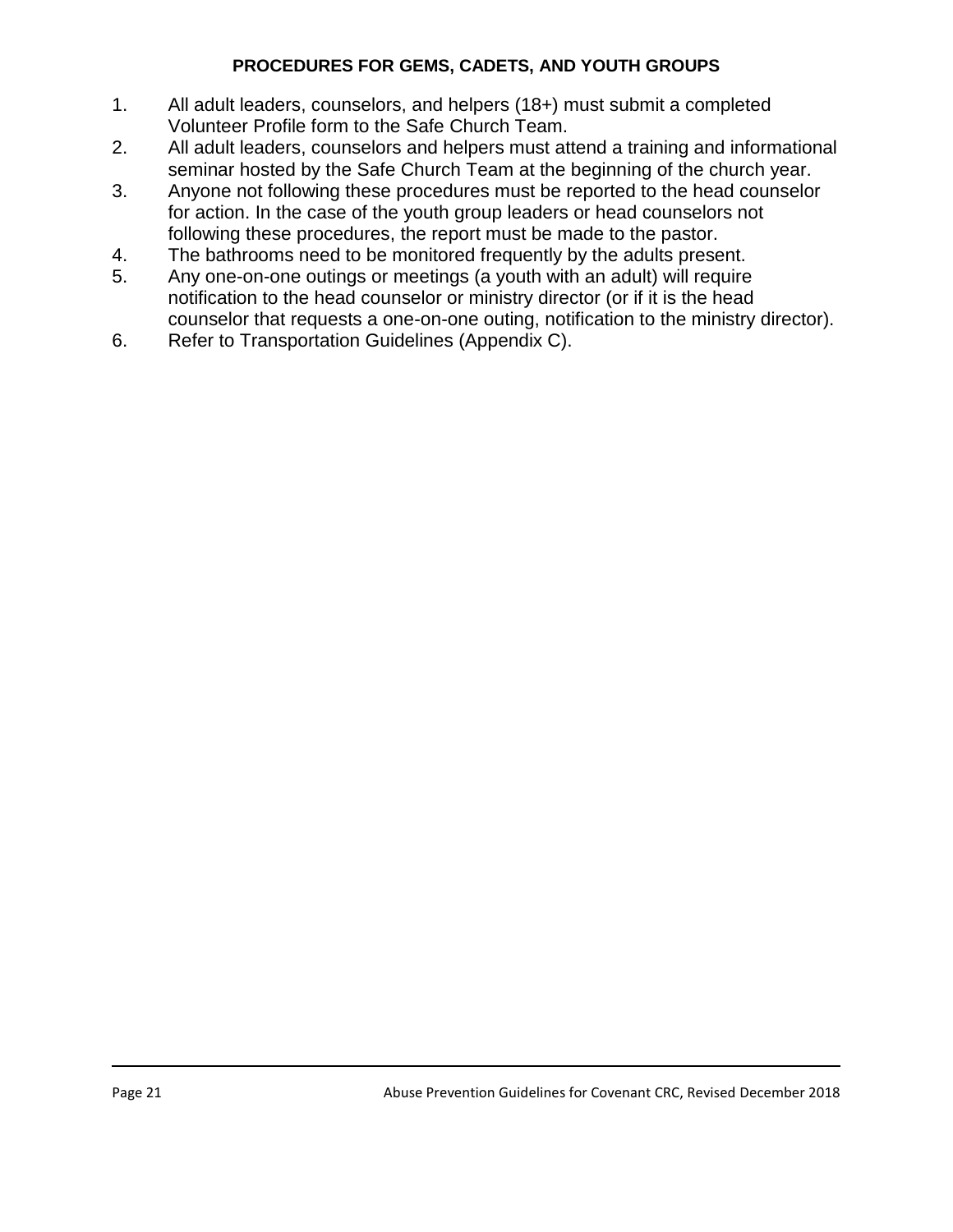## PROCEDURES FOR GEMS, CADETS, AND YOUTH GROUPS

1. All adult leaders, counselors, and helpers (18+) must submit a completed Volunteer Profile form to the Safe Church Team.
2. All adult leaders, counselors and helpers must attend a training and informational seminar hosted by the Safe Church Team at the beginning of the church year.
3. Anyone not following these procedures must be reported to the head counselor for action. In the case of the youth group leaders or head counselors not following these procedures, the report must be made to the pastor.
4. The bathrooms need to be monitored frequently by the adults present.
5. Any one-on-one outings or meetings (a youth with an adult) will require notification to the head counselor or ministry director (or if it is the head counselor that requests a one-on-one outing, notification to the ministry director).
6. Refer to Transportation Guidelines (Appendix C).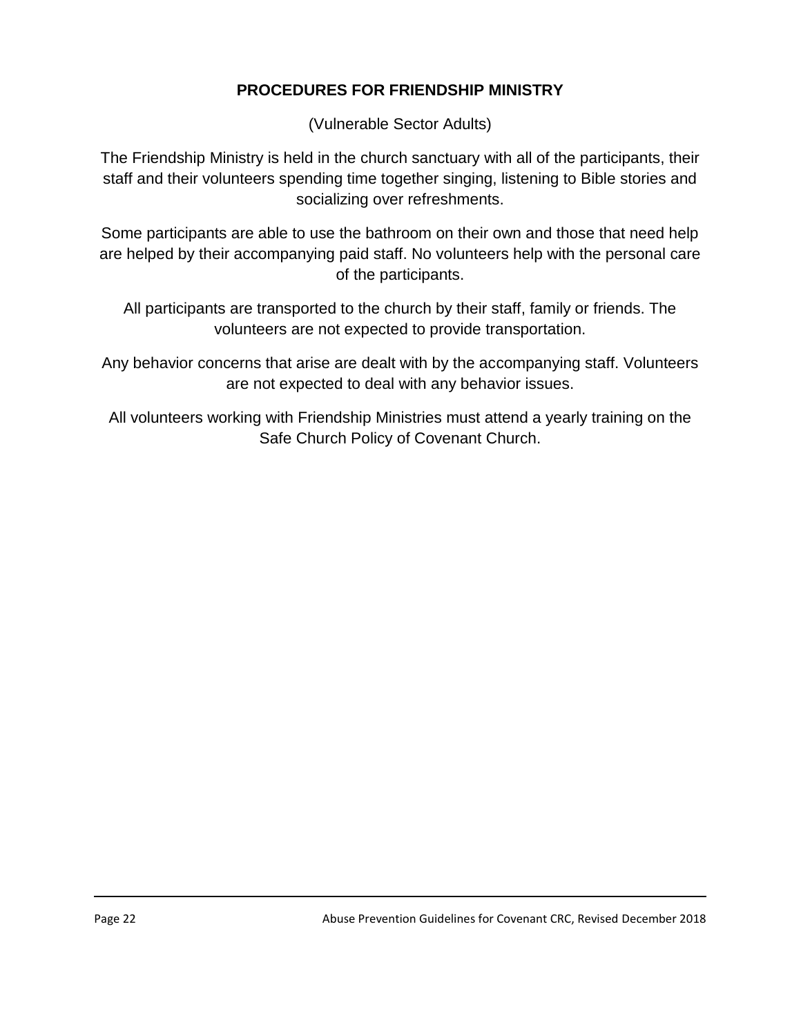## PROCEDURES FOR FRIENDSHIP MINISTRY

(Vulnerable Sector Adults)

The Friendship Ministry is held in the church sanctuary with all of the participants, their staff and their volunteers spending time together singing, listening to Bible stories and socializing over refreshments.

Some participants are able to use the bathroom on their own and those that need help are helped by their accompanying paid staff. No volunteers help with the personal care of the participants.

All participants are transported to the church by their staff, family or friends. The volunteers are not expected to provide transportation.

Any behavior concerns that arise are dealt with by the accompanying staff. Volunteers are not expected to deal with any behavior issues.

All volunteers working with Friendship Ministries must attend a yearly training on the Safe Church Policy of Covenant Church.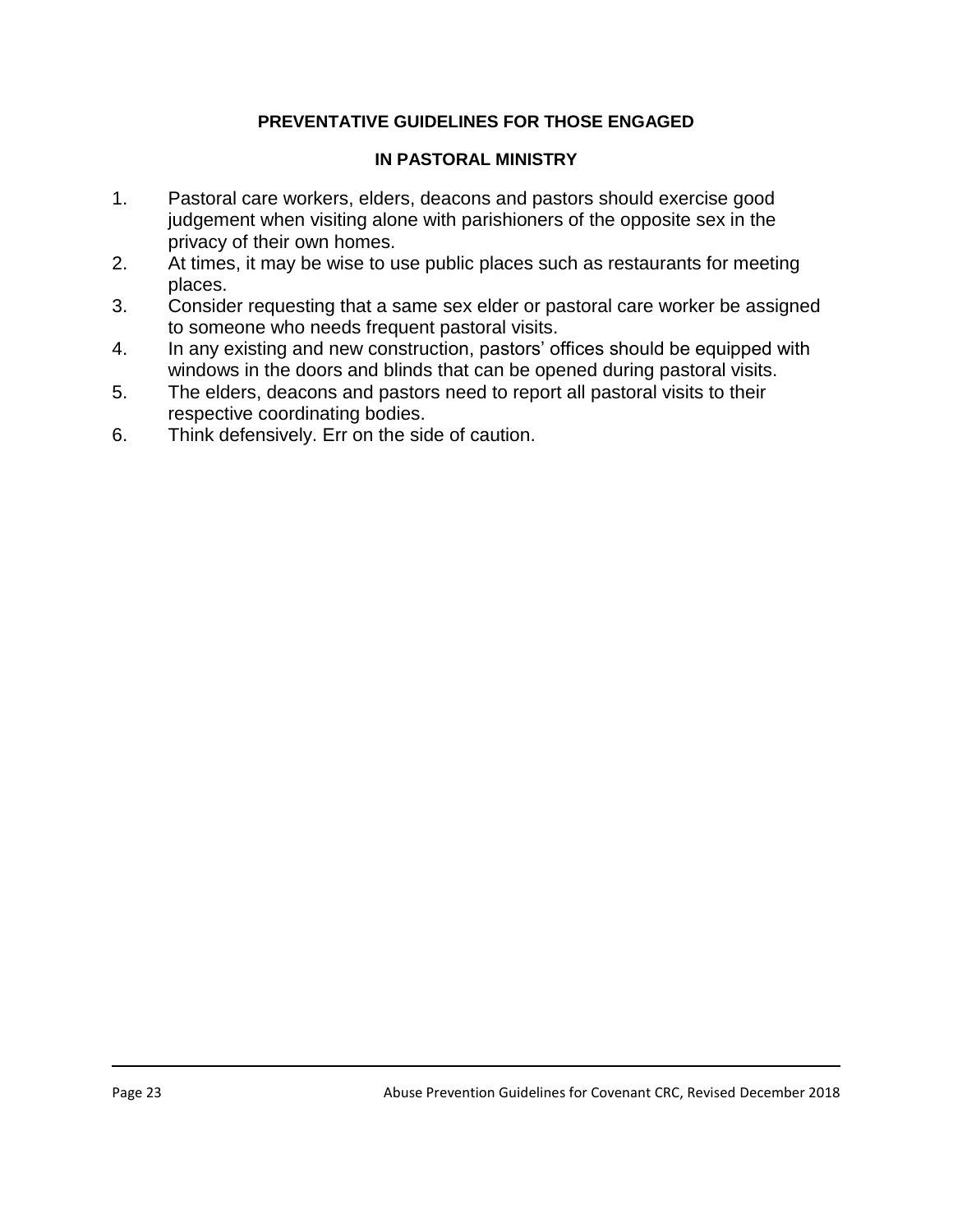## PREVENTATIVE GUIDELINES FOR THOSE ENGAGED

## IN PASTORAL MINISTRY

1. Pastoral care workers, elders, deacons and pastors should exercise good judgement when visiting alone with parishioners of the opposite sex in the privacy of their own homes.
2. At times, it may be wise to use public places such as restaurants for meeting places.
3. Consider requesting that a same sex elder or pastoral care worker be assigned to someone who needs frequent pastoral visits.
4. In any existing and new construction, pastors' offices should be equipped with windows in the doors and blinds that can be opened during pastoral visits.
5. The elders, deacons and pastors need to report all pastoral visits to their respective coordinating bodies.
6. Think defensively. Err on the side of caution.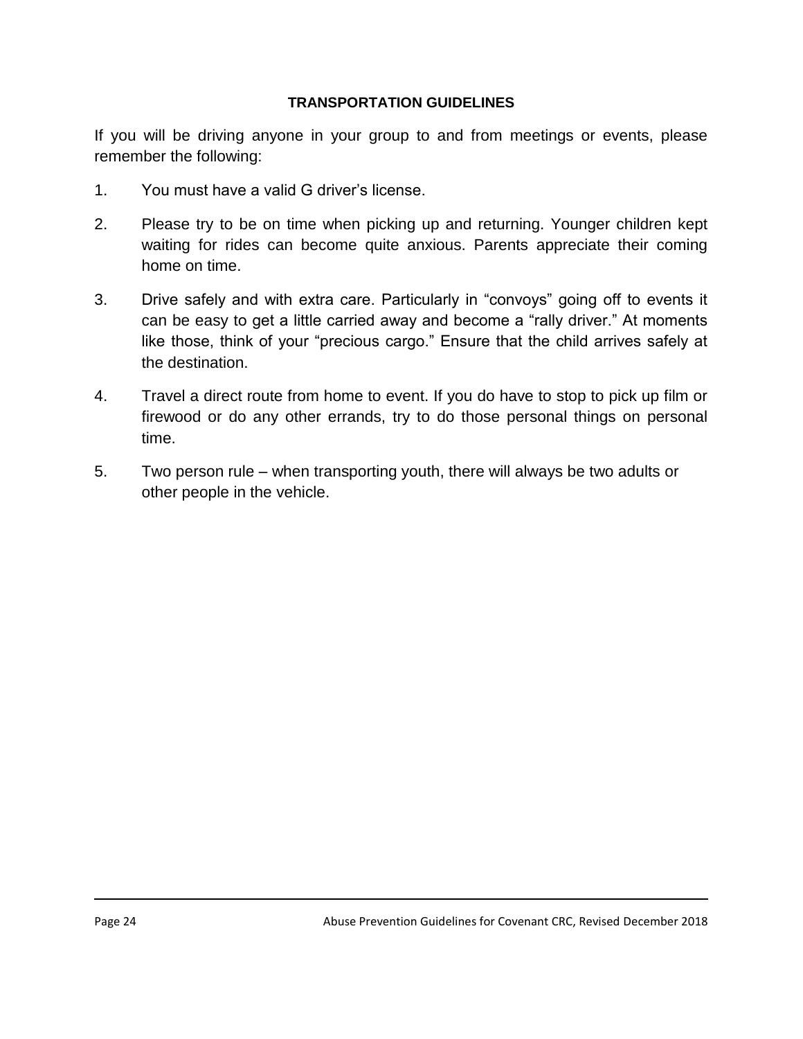## TRANSPORTATION GUIDELINES

If you will be driving anyone in your group to and from meetings or events, please remember the following:

1. You must have a valid G driver's license.
2. Please try to be on time when picking up and returning. Younger children kept waiting for rides can become quite anxious. Parents appreciate their coming home on time.
3. Drive safely and with extra care. Particularly in "convoys" going off to events it can be easy to get a little carried away and become a "rally driver." At moments like those, think of your "precious cargo." Ensure that the child arrives safely at the destination.
4. Travel a direct route from home to event. If you do have to stop to pick up film or firewood or do any other errands, try to do those personal things on personal time.
5. Two person rule – when transporting youth, there will always be two adults or other people in the vehicle.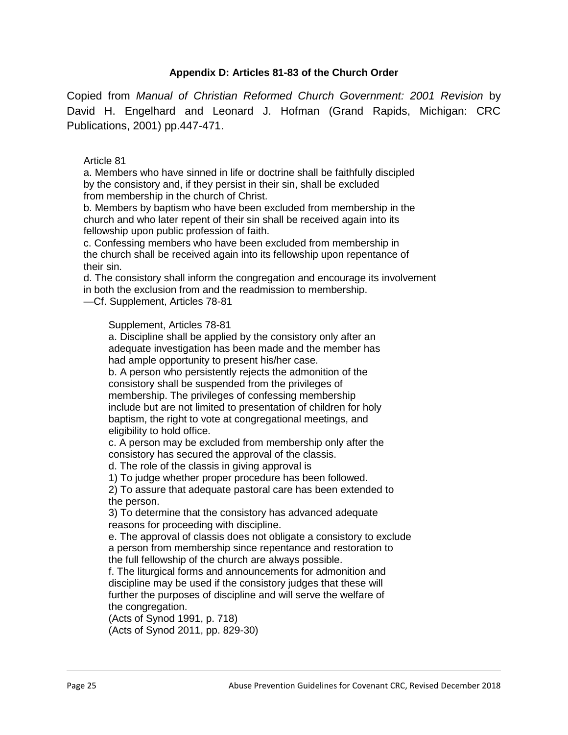## Appendix D: Articles 81-83 of the Church Order

Copied from *Manual of Christian Reformed Church Government: 2001 Revision* by David H. Engelhard and Leonard J. Hofman (Grand Rapids, Michigan: CRC Publications, 2001) pp.447-471.

Article 81

a. Members who have sinned in life or doctrine shall be faithfully discipled by the consistory and, if they persist in their sin, shall be excluded from membership in the church of Christ.

b. Members by baptism who have been excluded from membership in the church and who later repent of their sin shall be received again into its fellowship upon public profession of faith.

c. Confessing members who have been excluded from membership in the church shall be received again into its fellowship upon repentance of their sin.

d. The consistory shall inform the congregation and encourage its involvement in both the exclusion from and the readmission to membership.

—Cf. Supplement, Articles 78-81

> Supplement, Articles 78-81
>
> a. Discipline shall be applied by the consistory only after an adequate investigation has been made and the member has had ample opportunity to present his/her case.
>
> b. A person who persistently rejects the admonition of the consistory shall be suspended from the privileges of membership. The privileges of confessing membership include but are not limited to presentation of children for holy baptism, the right to vote at congregational meetings, and eligibility to hold office.
>
> c. A person may be excluded from membership only after the consistory has secured the approval of the classis.
>
> d. The role of the classis in giving approval is
>
> 1) To judge whether proper procedure has been followed.
>
> 2) To assure that adequate pastoral care has been extended to the person.
>
> 3) To determine that the consistory has advanced adequate reasons for proceeding with discipline.
>
> e. The approval of classis does not obligate a consistory to exclude a person from membership since repentance and restoration to the full fellowship of the church are always possible.
>
> f. The liturgical forms and announcements for admonition and discipline may be used if the consistory judges that these will further the purposes of discipline and will serve the welfare of the congregation.
>
> (Acts of Synod 1991, p. 718)
>
> (Acts of Synod 2011, pp. 829-30)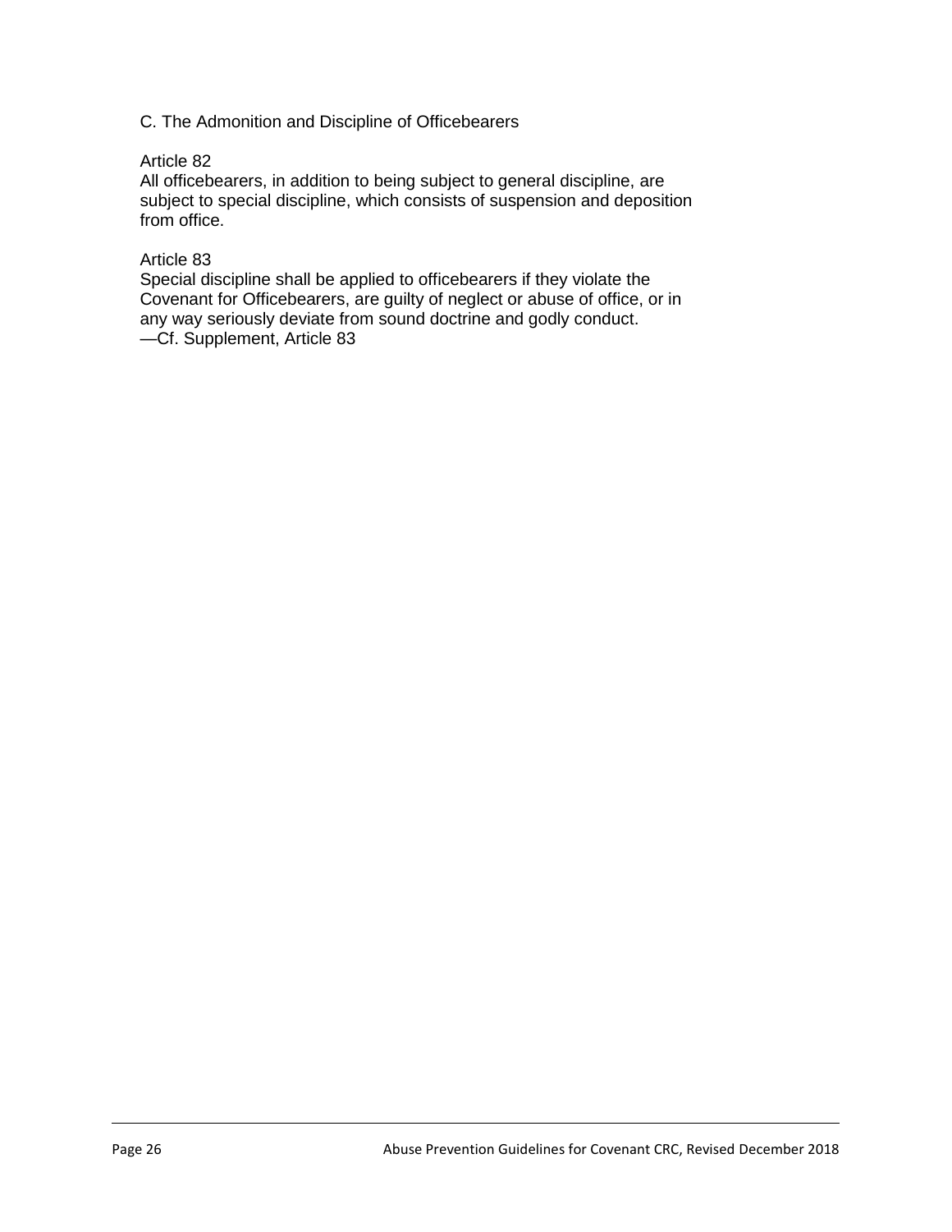C. The Admonition and Discipline of Officebearers

Article 82
All officebearers, in addition to being subject to general discipline, are subject to special discipline, which consists of suspension and deposition from office.

Article 83
Special discipline shall be applied to officebearers if they violate the Covenant for Officebearers, are guilty of neglect or abuse of office, or in any way seriously deviate from sound doctrine and godly conduct.
—Cf. Supplement, Article 83